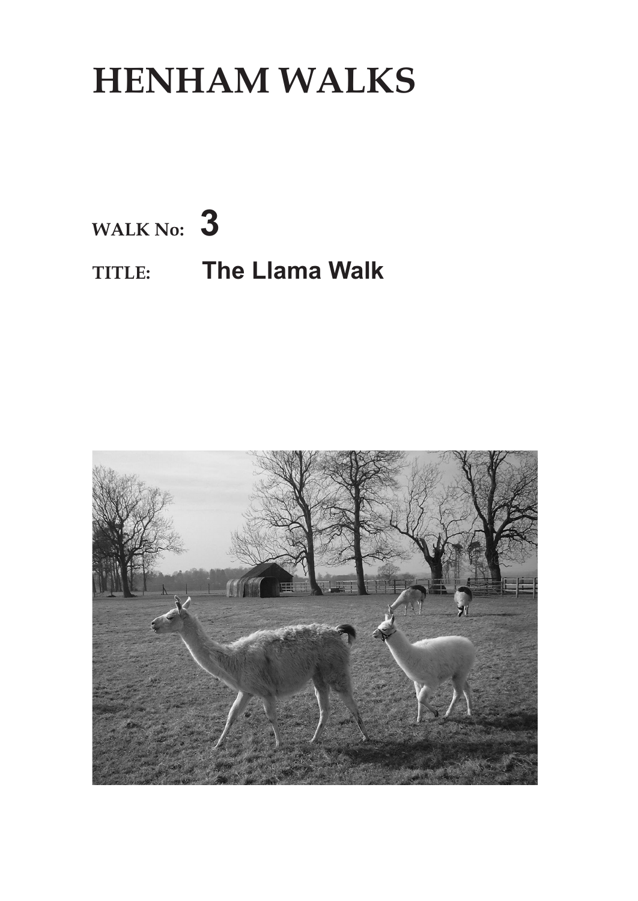# HENHAM WALKS

**WALK No: 3**

**TITLE: The Llama Walk**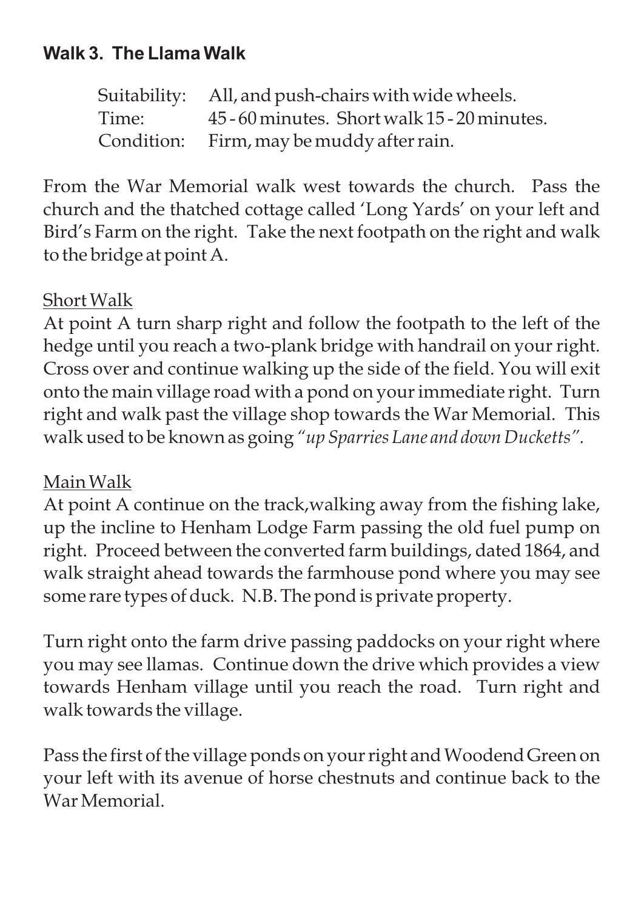## Walk 3. The Llama Walk

| | |
|---|---|
| Suitability: | All, and push-chairs with wide wheels. |
| Time: | 45 - 60 minutes. Short walk 15 - 20 minutes. |
| Condition: | Firm, may be muddy after rain. |

From the War Memorial walk west towards the church. Pass the church and the thatched cottage called 'Long Yards' on your left and Bird's Farm on the right. Take the next footpath on the right and walk to the bridge at point A.

Short Walk

At point A turn sharp right and follow the footpath to the left of the hedge until you reach a two-plank bridge with handrail on your right. Cross over and continue walking up the side of the field. You will exit onto the main village road with a pond on your immediate right. Turn right and walk past the village shop towards the War Memorial. This walk used to be known as going *"up Sparries Lane and down Ducketts"*.

Main Walk

At point A continue on the track,walking away from the fishing lake, up the incline to Henham Lodge Farm passing the old fuel pump on right. Proceed between the converted farm buildings, dated 1864, and walk straight ahead towards the farmhouse pond where you may see some rare types of duck. N.B. The pond is private property.

Turn right onto the farm drive passing paddocks on your right where you may see llamas. Continue down the drive which provides a view towards Henham village until you reach the road. Turn right and walk towards the village.

Pass the first of the village ponds on your right and Woodend Green on your left with its avenue of horse chestnuts and continue back to the War Memorial.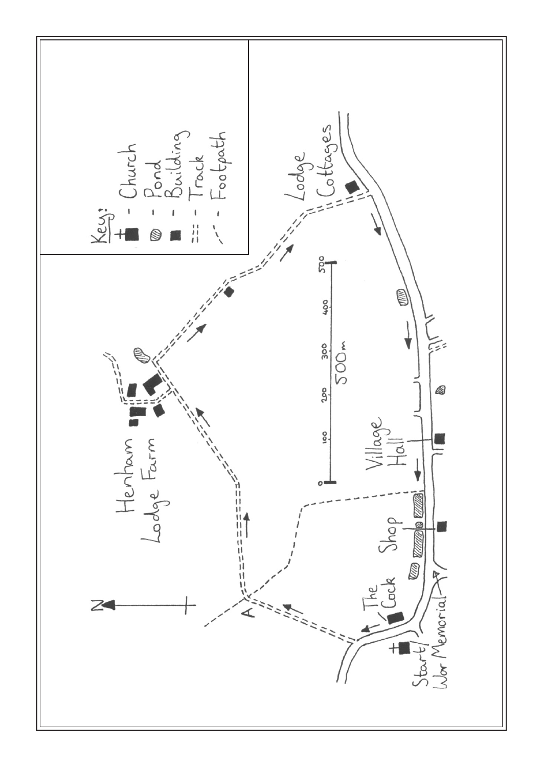Key:

- Church
- Pond
- Building
- Track
- Footpath

Henham Lodge Farm

Lodge Cottages

Village Hall

Shop

The Cock

Start/War Memorial

A

N

0 100 200 300 400 500

500m